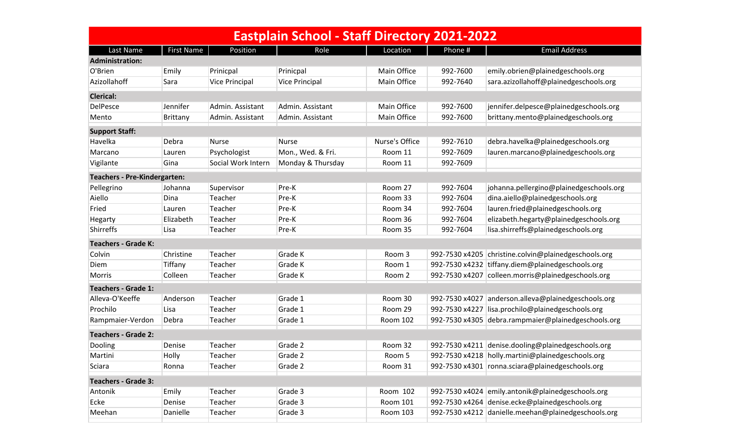# Eastplain School - Staff Directory 2021-2022

| Last Name | First Name | Position | Role | Location | Phone # | Email Address |
|---|---|---|---|---|---|---|
| **Administration:** | | | | | | |
| O'Brien | Emily | Prinicpal | Prinicpal | Main Office | 992-7600 | emily.obrien@plainedgeschools.org |
| Azizollahoff | Sara | Vice Principal | Vice Principal | Main Office | 992-7640 | sara.azizollahoff@plainedgeschools.org |
| **Clerical:** | | | | | | |
| DelPesce | Jennifer | Admin. Assistant | Admin. Assistant | Main Office | 992-7600 | jennifer.delpesce@plainedgeschools.org |
| Mento | Brittany | Admin. Assistant | Admin. Assistant | Main Office | 992-7600 | brittany.mento@plainedgeschools.org |
| **Support Staff:** | | | | | | |
| Havelka | Debra | Nurse | Nurse | Nurse's Office | 992-7610 | debra.havelka@plainedgeschools.org |
| Marcano | Lauren | Psychologist | Mon., Wed. & Fri. | Room 11 | 992-7609 | lauren.marcano@plainedgeschools.org |
| Vigilante | Gina | Social Work Intern | Monday & Thursday | Room 11 | 992-7609 | |
| **Teachers - Pre-Kindergarten:** | | | | | | |
| Pellegrino | Johanna | Supervisor | Pre-K | Room 27 | 992-7604 | johanna.pellergino@plainedgeschools.org |
| Aiello | Dina | Teacher | Pre-K | Room 33 | 992-7604 | dina.aiello@plainedgeschools.org |
| Fried | Lauren | Teacher | Pre-K | Room 34 | 992-7604 | lauren.fried@plainedgeschools.org |
| Hegarty | Elizabeth | Teacher | Pre-K | Room 36 | 992-7604 | elizabeth.hegarty@plainedgeschools.org |
| Shirreffs | Lisa | Teacher | Pre-K | Room 35 | 992-7604 | lisa.shirreffs@plainedgeschools.org |
| **Teachers - Grade K:** | | | | | | |
| Colvin | Christine | Teacher | Grade K | Room 3 | 992-7530 x4205 | christine.colvin@plainedgeschools.org |
| Diem | Tiffany | Teacher | Grade K | Room 1 | 992-7530 x4232 | tiffany.diem@plainedgeschools.org |
| Morris | Colleen | Teacher | Grade K | Room 2 | 992-7530 x4207 | colleen.morris@plainedgeschools.org |
| **Teachers - Grade 1:** | | | | | | |
| Alleva-O'Keeffe | Anderson | Teacher | Grade 1 | Room 30 | 992-7530 x4027 | anderson.alleva@plainedgeschools.org |
| Prochilo | Lisa | Teacher | Grade 1 | Room 29 | 992-7530 x4227 | lisa.prochilo@plainedgeschools.org |
| Rampmaier-Verdon | Debra | Teacher | Grade 1 | Room 102 | 992-7530 x4305 | debra.rampmaier@plainedgeschools.org |
| **Teachers - Grade 2:** | | | | | | |
| Dooling | Denise | Teacher | Grade 2 | Room 32 | 992-7530 x4211 | denise.dooling@plainedgeschools.org |
| Martini | Holly | Teacher | Grade 2 | Room 5 | 992-7530 x4218 | holly.martini@plainedgeschools.org |
| Sciara | Ronna | Teacher | Grade 2 | Room 31 | 992-7530 x4301 | ronna.sciara@plainedgeschools.org |
| **Teachers - Grade 3:** | | | | | | |
| Antonik | Emily | Teacher | Grade 3 | Room 102 | 992-7530 x4024 | emily.antonik@plainedgeschools.org |
| Ecke | Denise | Teacher | Grade 3 | Room 101 | 992-7530 x4264 | denise.ecke@plainedgeschools.org |
| Meehan | Danielle | Teacher | Grade 3 | Room 103 | 992-7530 x4212 | danielle.meehan@plainedgeschools.org |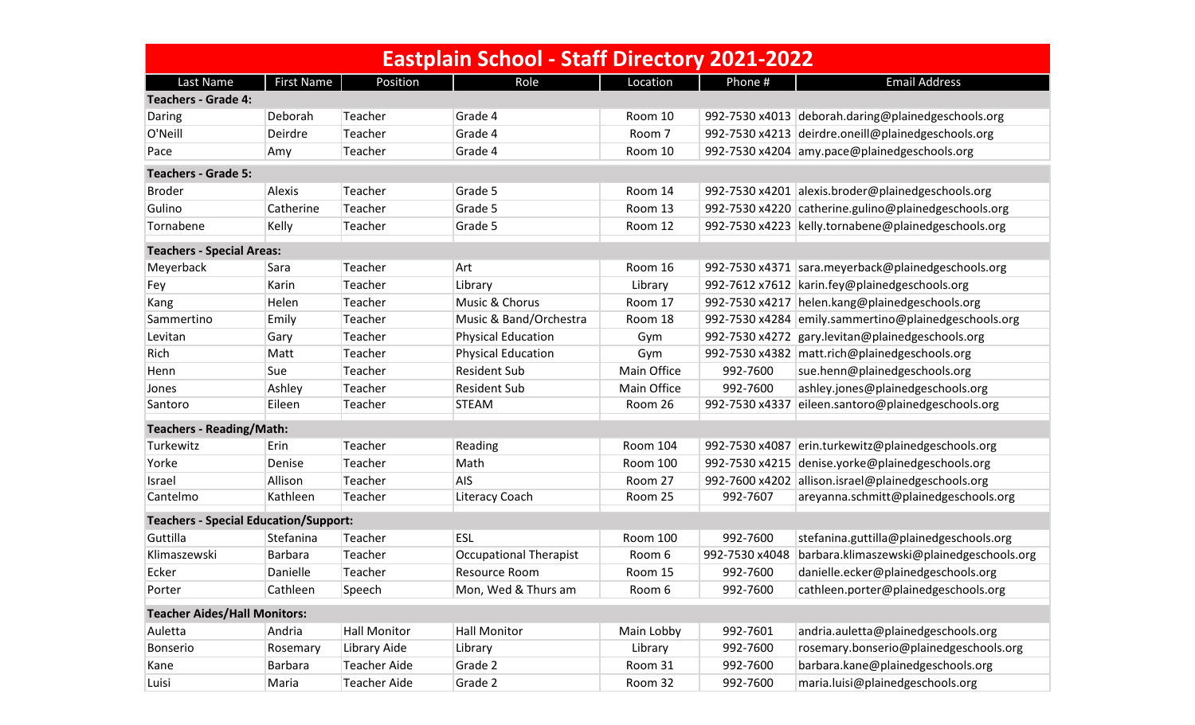# Eastplain School - Staff Directory 2021-2022

| Last Name | First Name | Position | Role | Location | Phone # | Email Address |
|---|---|---|---|---|---|---|
| **Teachers - Grade 4:** | | | | | | |
| Daring | Deborah | Teacher | Grade 4 | Room 10 | 992-7530 x4013 | deborah.daring@plainedgeschools.org |
| O'Neill | Deirdre | Teacher | Grade 4 | Room 7 | 992-7530 x4213 | deirdre.oneill@plainedgeschools.org |
| Pace | Amy | Teacher | Grade 4 | Room 10 | 992-7530 x4204 | amy.pace@plainedgeschools.org |
| **Teachers - Grade 5:** | | | | | | |
| Broder | Alexis | Teacher | Grade 5 | Room 14 | 992-7530 x4201 | alexis.broder@plainedgeschools.org |
| Gulino | Catherine | Teacher | Grade 5 | Room 13 | 992-7530 x4220 | catherine.gulino@plainedgeschools.org |
| Tornabene | Kelly | Teacher | Grade 5 | Room 12 | 992-7530 x4223 | kelly.tornabene@plainedgeschools.org |
| **Teachers - Special Areas:** | | | | | | |
| Meyerback | Sara | Teacher | Art | Room 16 | 992-7530 x4371 | sara.meyerback@plainedgeschools.org |
| Fey | Karin | Teacher | Library | Library | 992-7612 x7612 | karin.fey@plainedgeschools.org |
| Kang | Helen | Teacher | Music & Chorus | Room 17 | 992-7530 x4217 | helen.kang@plainedgeschools.org |
| Sammertino | Emily | Teacher | Music & Band/Orchestra | Room 18 | 992-7530 x4284 | emily.sammertino@plainedgeschools.org |
| Levitan | Gary | Teacher | Physical Education | Gym | 992-7530 x4272 | gary.levitan@plainedgeschools.org |
| Rich | Matt | Teacher | Physical Education | Gym | 992-7530 x4382 | matt.rich@plainedgeschools.org |
| Henn | Sue | Teacher | Resident Sub | Main Office | 992-7600 | sue.henn@plainedgeschools.org |
| Jones | Ashley | Teacher | Resident Sub | Main Office | 992-7600 | ashley.jones@plainedgeschools.org |
| Santoro | Eileen | Teacher | STEAM | Room 26 | 992-7530 x4337 | eileen.santoro@plainedgeschools.org |
| **Teachers - Reading/Math:** | | | | | | |
| Turkewitz | Erin | Teacher | Reading | Room 104 | 992-7530 x4087 | erin.turkewitz@plainedgeschools.org |
| Yorke | Denise | Teacher | Math | Room 100 | 992-7530 x4215 | denise.yorke@plainedgeschools.org |
| Israel | Allison | Teacher | AIS | Room 27 | 992-7600 x4202 | allison.israel@plainedgeschools.org |
| Cantelmo | Kathleen | Teacher | Literacy Coach | Room 25 | 992-7607 | areyanna.schmitt@plainedgeschools.org |
| **Teachers - Special Education/Support:** | | | | | | |
| Guttilla | Stefanina | Teacher | ESL | Room 100 | 992-7600 | stefanina.guttilla@plainedgeschools.org |
| Klimaszewski | Barbara | Teacher | Occupational Therapist | Room 6 | 992-7530 x4048 | barbara.klimaszewski@plainedgeschools.org |
| Ecker | Danielle | Teacher | Resource Room | Room 15 | 992-7600 | danielle.ecker@plainedgeschools.org |
| Porter | Cathleen | Speech | Mon, Wed & Thurs am | Room 6 | 992-7600 | cathleen.porter@plainedgeschools.org |
| **Teacher Aides/Hall Monitors:** | | | | | | |
| Auletta | Andria | Hall Monitor | Hall Monitor | Main Lobby | 992-7601 | andria.auletta@plainedgeschools.org |
| Bonserio | Rosemary | Library Aide | Library | Library | 992-7600 | rosemary.bonserio@plainedgeschools.org |
| Kane | Barbara | Teacher Aide | Grade 2 | Room 31 | 992-7600 | barbara.kane@plainedgeschools.org |
| Luisi | Maria | Teacher Aide | Grade 2 | Room 32 | 992-7600 | maria.luisi@plainedgeschools.org |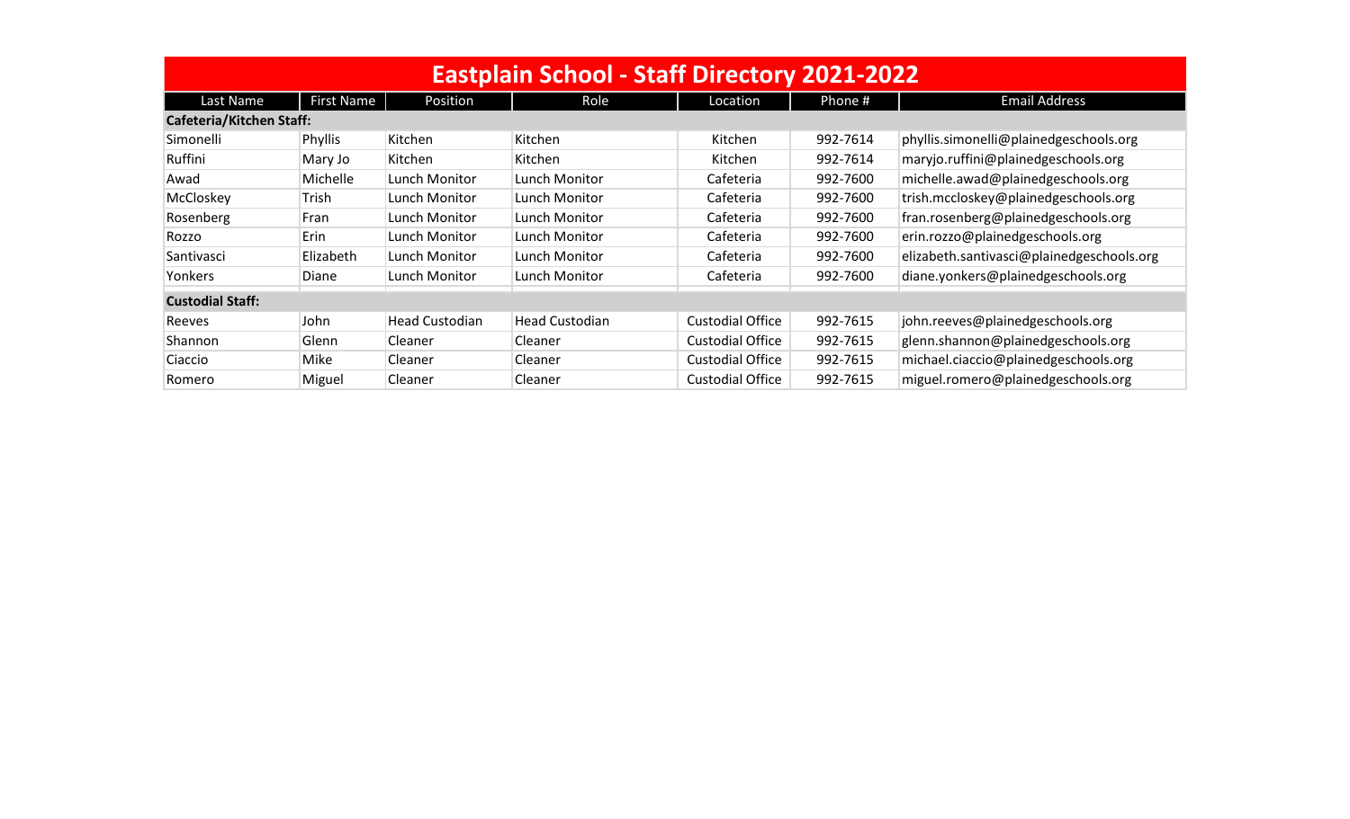# Eastplain School - Staff Directory 2021-2022

| Last Name | First Name | Position | Role | Location | Phone # | Email Address |
|---|---|---|---|---|---|---|
| **Cafeteria/Kitchen Staff:** | | | | | | |
| Simonelli | Phyllis | Kitchen | Kitchen | Kitchen | 992-7614 | phyllis.simonelli@plainedgeschools.org |
| Ruffini | Mary Jo | Kitchen | Kitchen | Kitchen | 992-7614 | maryjo.ruffini@plainedgeschools.org |
| Awad | Michelle | Lunch Monitor | Lunch Monitor | Cafeteria | 992-7600 | michelle.awad@plainedgeschools.org |
| McCloskey | Trish | Lunch Monitor | Lunch Monitor | Cafeteria | 992-7600 | trish.mccloskey@plainedgeschools.org |
| Rosenberg | Fran | Lunch Monitor | Lunch Monitor | Cafeteria | 992-7600 | fran.rosenberg@plainedgeschools.org |
| Rozzo | Erin | Lunch Monitor | Lunch Monitor | Cafeteria | 992-7600 | erin.rozzo@plainedgeschools.org |
| Santivasci | Elizabeth | Lunch Monitor | Lunch Monitor | Cafeteria | 992-7600 | elizabeth.santivasci@plainedgeschools.org |
| Yonkers | Diane | Lunch Monitor | Lunch Monitor | Cafeteria | 992-7600 | diane.yonkers@plainedgeschools.org |
| **Custodial Staff:** | | | | | | |
| Reeves | John | Head Custodian | Head Custodian | Custodial Office | 992-7615 | john.reeves@plainedgeschools.org |
| Shannon | Glenn | Cleaner | Cleaner | Custodial Office | 992-7615 | glenn.shannon@plainedgeschools.org |
| Ciaccio | Mike | Cleaner | Cleaner | Custodial Office | 992-7615 | michael.ciaccio@plainedgeschools.org |
| Romero | Miguel | Cleaner | Cleaner | Custodial Office | 992-7615 | miguel.romero@plainedgeschools.org |